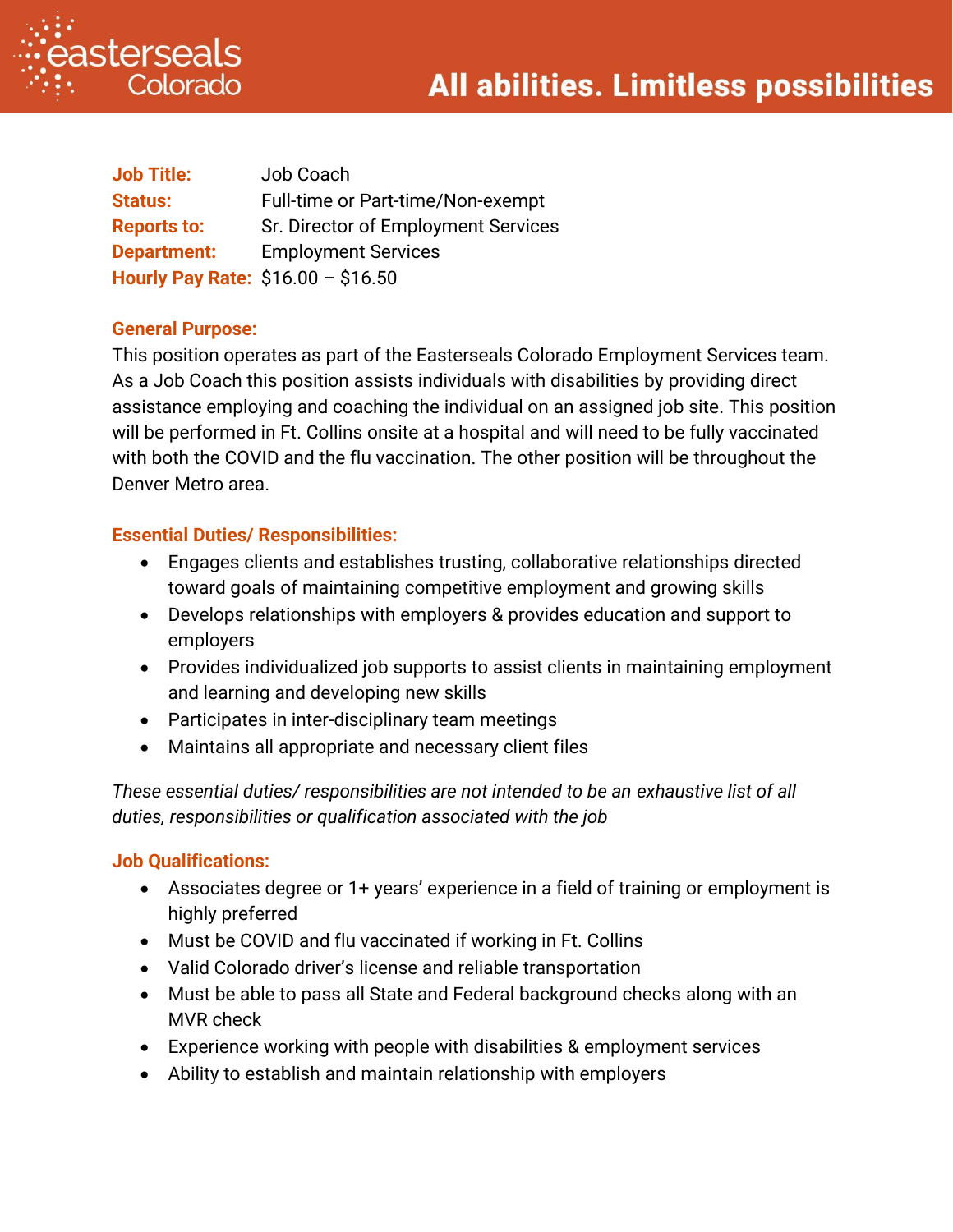easterseals Colorado

**All abilities. Limitless possibilities**

**Job Title:** Job Coach
**Status:** Full-time or Part-time/Non-exempt
**Reports to:** Sr. Director of Employment Services
**Department:** Employment Services
**Hourly Pay Rate:** $16.00 – $16.50

## General Purpose:

This position operates as part of the Easterseals Colorado Employment Services team. As a Job Coach this position assists individuals with disabilities by providing direct assistance employing and coaching the individual on an assigned job site. This position will be performed in Ft. Collins onsite at a hospital and will need to be fully vaccinated with both the COVID and the flu vaccination. The other position will be throughout the Denver Metro area.

## Essential Duties/ Responsibilities:

- Engages clients and establishes trusting, collaborative relationships directed toward goals of maintaining competitive employment and growing skills
- Develops relationships with employers & provides education and support to employers
- Provides individualized job supports to assist clients in maintaining employment and learning and developing new skills
- Participates in inter-disciplinary team meetings
- Maintains all appropriate and necessary client files

*These essential duties/ responsibilities are not intended to be an exhaustive list of all duties, responsibilities or qualification associated with the job*

## Job Qualifications:

- Associates degree or 1+ years' experience in a field of training or employment is highly preferred
- Must be COVID and flu vaccinated if working in Ft. Collins
- Valid Colorado driver's license and reliable transportation
- Must be able to pass all State and Federal background checks along with an MVR check
- Experience working with people with disabilities & employment services
- Ability to establish and maintain relationship with employers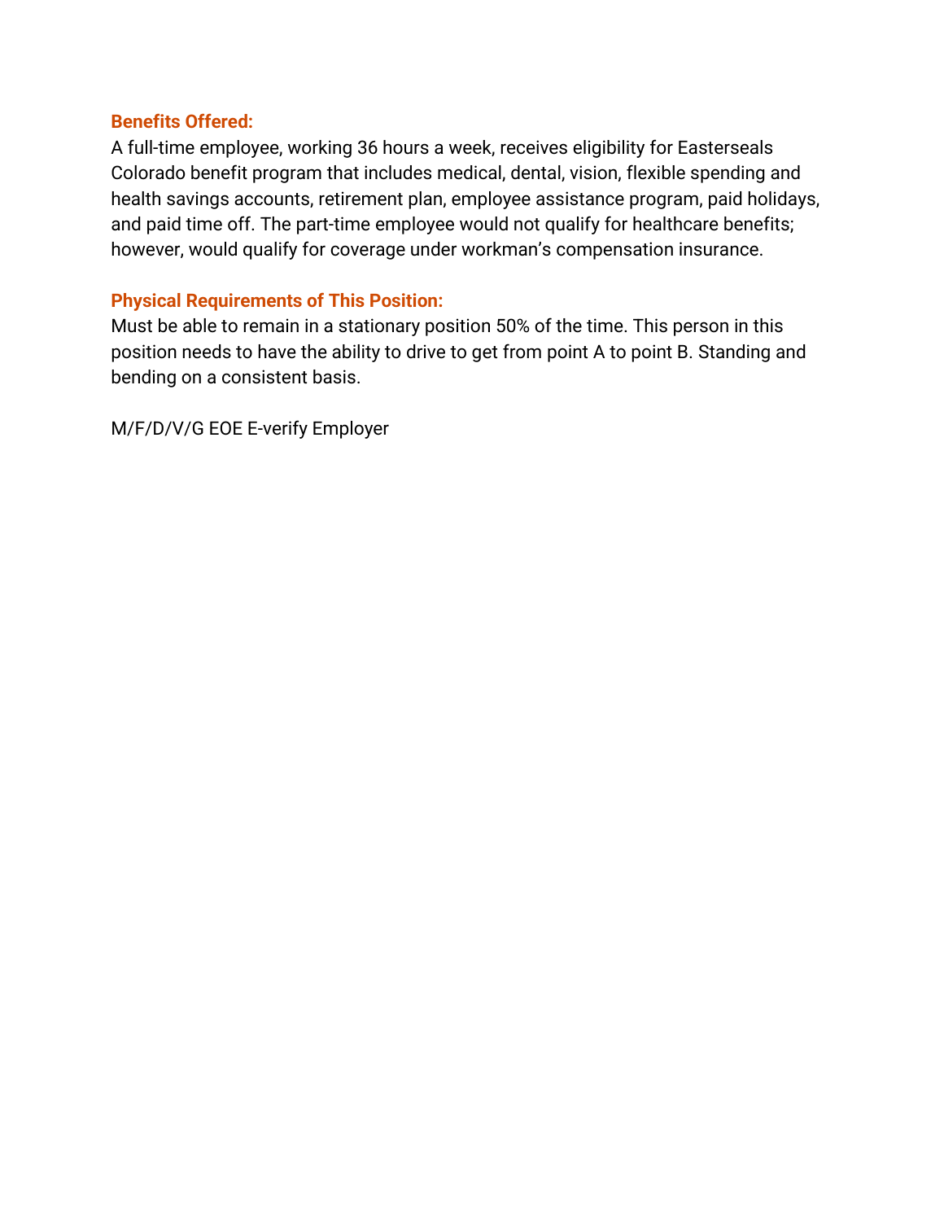**Benefits Offered:**

A full-time employee, working 36 hours a week, receives eligibility for Easterseals Colorado benefit program that includes medical, dental, vision, flexible spending and health savings accounts, retirement plan, employee assistance program, paid holidays, and paid time off. The part-time employee would not qualify for healthcare benefits; however, would qualify for coverage under workman's compensation insurance.

**Physical Requirements of This Position:**

Must be able to remain in a stationary position 50% of the time. This person in this position needs to have the ability to drive to get from point A to point B. Standing and bending on a consistent basis.

M/F/D/V/G EOE E-verify Employer